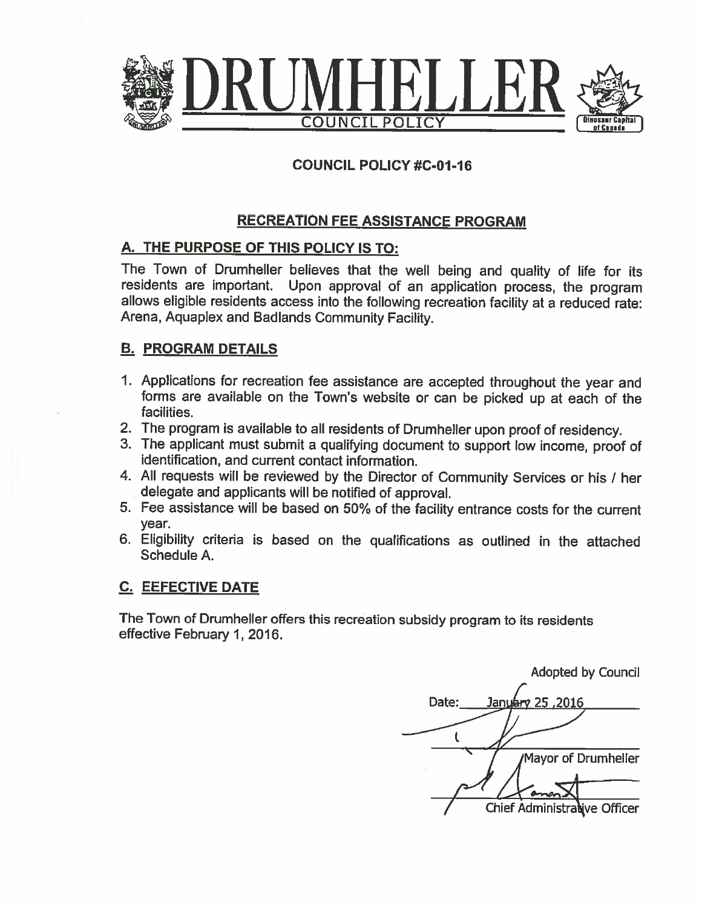# DRUMHELLER

COUNCIL POLICY

## COUNCIL POLICY #C-01-16

## RECREATION FEE ASSISTANCE PROGRAM

### A. THE PURPOSE OF THIS POLICY IS TO:

The Town of Drumheller believes that the well being and quality of life for its residents are important. Upon approval of an application process, the program allows eligible residents access into the following recreation facility at a reduced rate: Arena, Aquaplex and Badlands Community Facility.

### B. PROGRAM DETAILS

1. Applications for recreation fee assistance are accepted throughout the year and forms are available on the Town's website or can be picked up at each of the facilities.
2. The program is available to all residents of Drumheller upon proof of residency.
3. The applicant must submit a qualifying document to support low income, proof of identification, and current contact information.
4. All requests will be reviewed by the Director of Community Services or his / her delegate and applicants will be notified of approval.
5. Fee assistance will be based on 50% of the facility entrance costs for the current year.
6. Eligibility criteria is based on the qualifications as outlined in the attached Schedule A.

### C. EEFECTIVE DATE

The Town of Drumheller offers this recreation subsidy program to its residents effective February 1, 2016.

Adopted by Council

Date: January 25 ,2016

Mayor of Drumheller

Chief Administrative Officer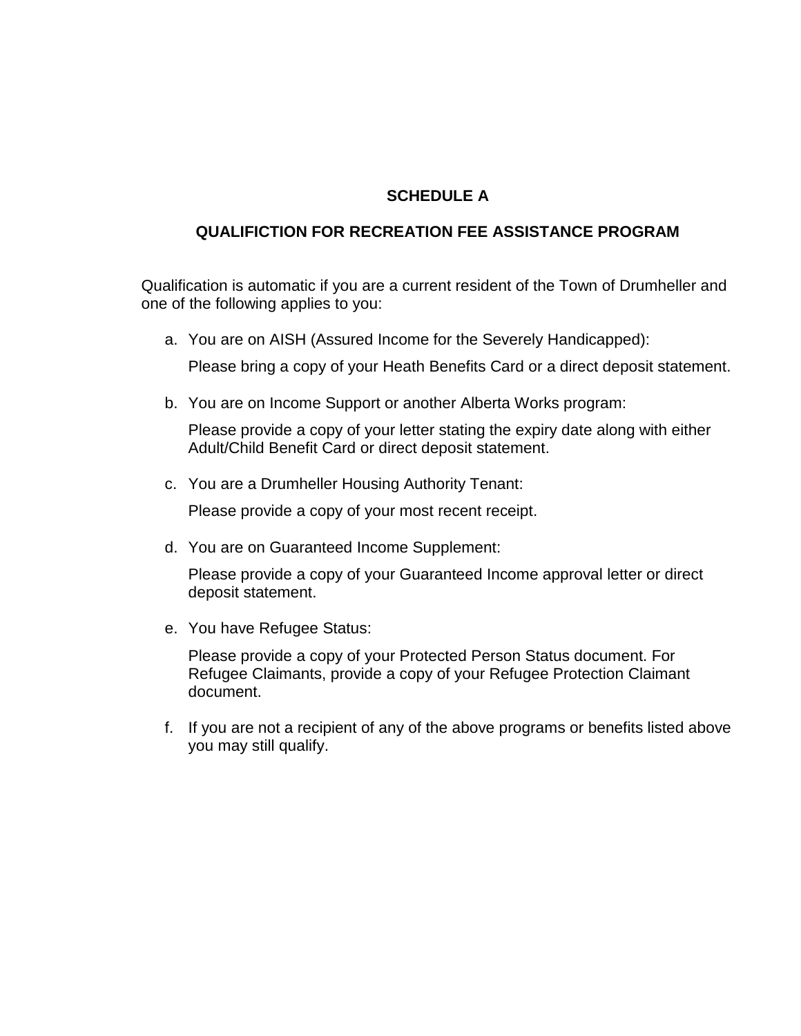# SCHEDULE A

## QUALIFICTION FOR RECREATION FEE ASSISTANCE PROGRAM

Qualification is automatic if you are a current resident of the Town of Drumheller and one of the following applies to you:

a. You are on AISH (Assured Income for the Severely Handicapped):

   Please bring a copy of your Heath Benefits Card or a direct deposit statement.

b. You are on Income Support or another Alberta Works program:

   Please provide a copy of your letter stating the expiry date along with either Adult/Child Benefit Card or direct deposit statement.

c. You are a Drumheller Housing Authority Tenant:

   Please provide a copy of your most recent receipt.

d. You are on Guaranteed Income Supplement:

   Please provide a copy of your Guaranteed Income approval letter or direct deposit statement.

e. You have Refugee Status:

   Please provide a copy of your Protected Person Status document. For Refugee Claimants, provide a copy of your Refugee Protection Claimant document.

f. If you are not a recipient of any of the above programs or benefits listed above you may still qualify.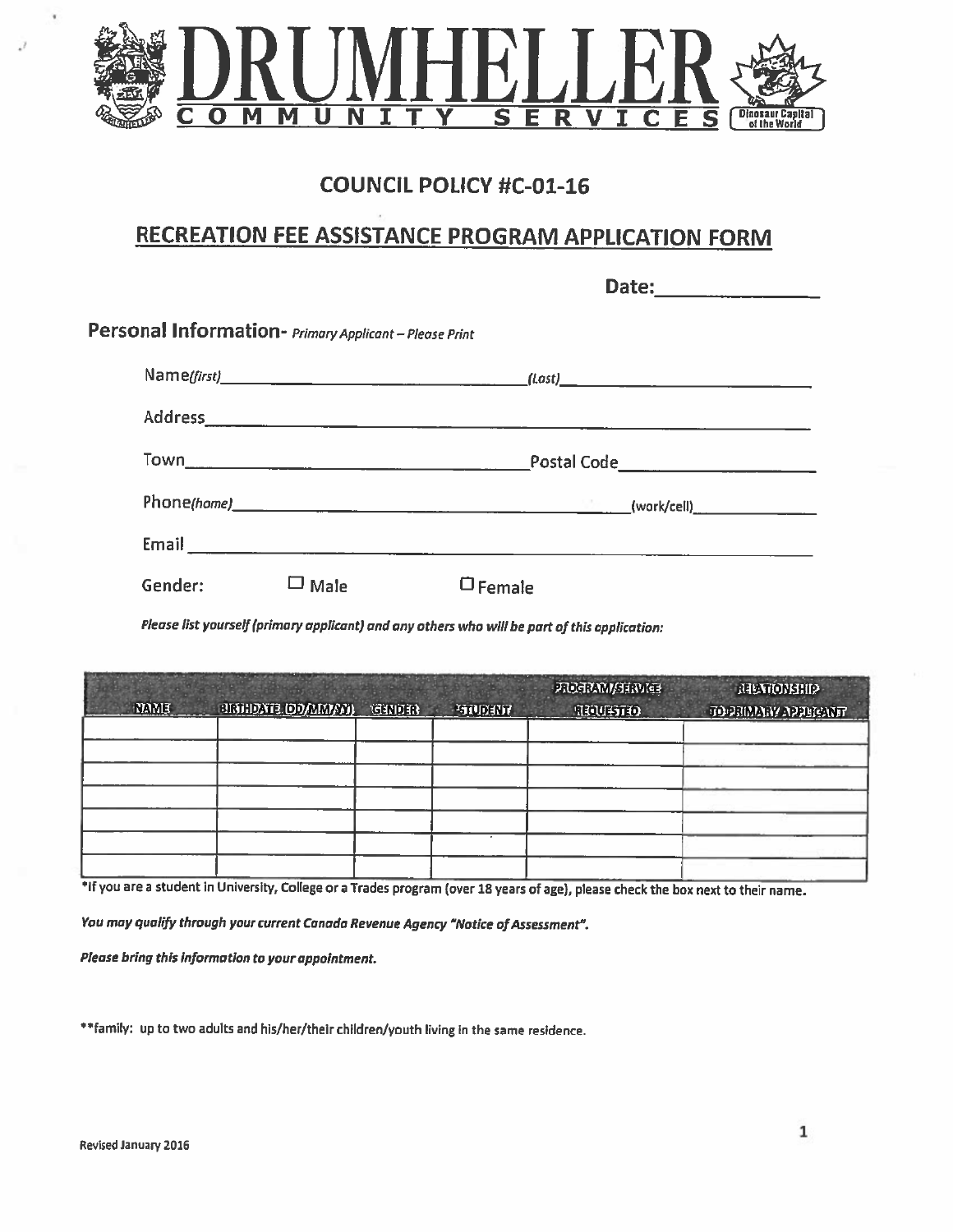# DRUMHELLER

COMMUNITY SERVICES

Dinosaur Capital of the World

## COUNCIL POLICY #C-01-16

## RECREATION FEE ASSISTANCE PROGRAM APPLICATION FORM

Date:_______________

**Personal Information-** *Primary Applicant – Please Print*

Name*(first)*_________________________________ *(Last)*_________________________________

Address_______________________________________________________________________

Town_________________________________ Postal Code_____________________

Phone*(home)*_________________________________ (work/cell)_________________

Email_________________________________________________________________________

Gender: ☐ Male ☐ Female

*Please list yourself (primary applicant) and any others who will be part of this application:*

| NAME | BIRTHDATE (DD/MM/YY) | GENDER | *STUDENT | PROGRAM/SERVICE REQUESTED | RELATIONSHIP TO PRIMARY APPLICANT |
|---|---|---|---|---|---|
| | | | | | |
| | | | | | |
| | | | | | |
| | | | | | |
| | | | | | |
| | | | | | |
| | | | | | |

*If you are a student in University, College or a Trades program (over 18 years of age), please check the box next to their name.

***You may qualify through your current Canada Revenue Agency "Notice of Assessment".***

***Please bring this information to your appointment.***

**family: up to two adults and his/her/their children/youth living in the same residence.

Revised January 2016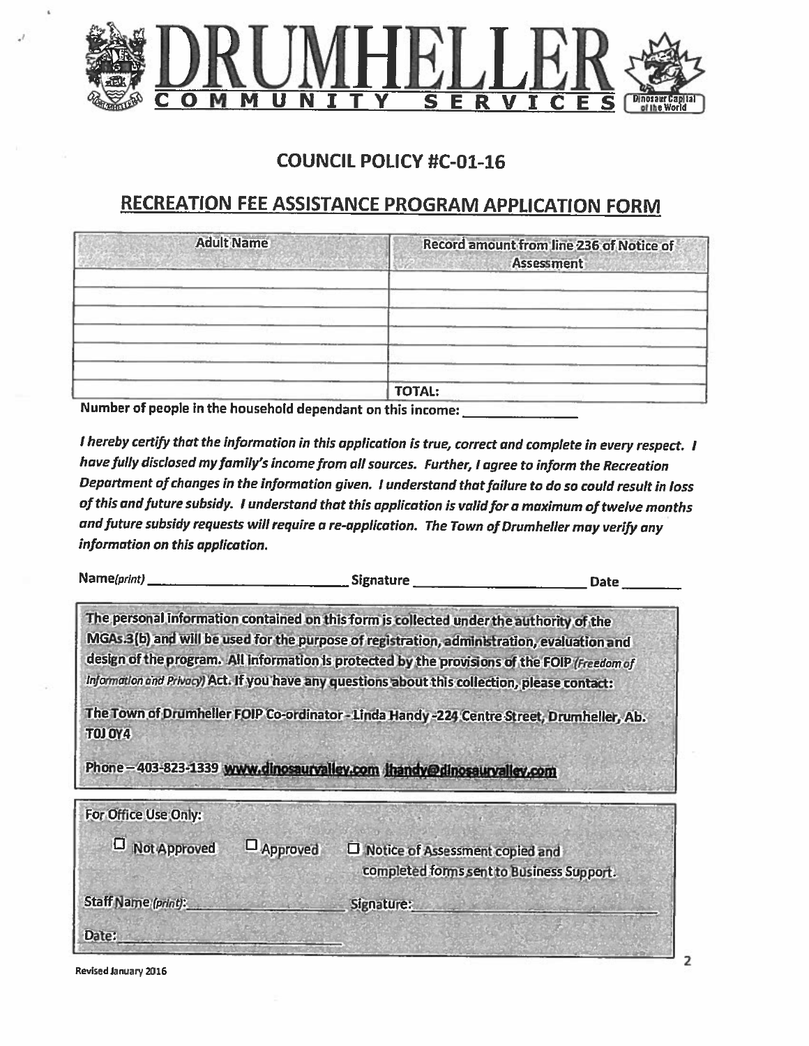# DRUMHELLER

COMMUNITY SERVICES

Dinosaur Capital of the World

## COUNCIL POLICY #C-01-16

## RECREATION FEE ASSISTANCE PROGRAM APPLICATION FORM

| Adult Name | Record amount from line 236 of Notice of Assessment |
|---|---|
| | |
| | |
| | |
| | |
| | |
| | |
| | TOTAL: |

**Number of people in the household dependant on this income: \_\_\_\_\_\_\_\_\_\_\_\_\_\_**

***I hereby certify that the information in this application is true, correct and complete in every respect. I have fully disclosed my family's income from all sources. Further, I agree to inform the Recreation Department of changes in the information given. I understand that failure to do so could result in loss of this and future subsidy. I understand that this application is valid for a maximum of twelve months and future subsidy requests will require a re-application. The Town of Drumheller may verify any information on this application.***

**Name***(print)* \_\_\_\_\_\_\_\_\_\_\_\_\_\_\_\_\_\_\_\_\_\_\_\_ **Signature** \_\_\_\_\_\_\_\_\_\_\_\_\_\_\_\_\_\_\_\_\_\_ **Date** \_\_\_\_\_\_\_

**The personal information contained on this form is collected under the authority of the MGAs.3(b) and will be used for the purpose of registration, administration, evaluation and design of the program. All information is protected by the provisions of the FOIP** *(Freedom of Information and Privacy)* **Act. If you have any questions about this collection, please contact:**

**The Town of Drumheller FOIP Co-ordinator - Linda Handy -224 Centre Street, Drumheller, Ab. T0J 0Y4**

**Phone – 403-823-1339 www.dinosaurvalley.com lhandy@dinosaurvalley.com**

For Office Use Only:

☐ Not Approved ☐ Approved ☐ Notice of Assessment copied and completed forms sent to Business Support.

Staff Name *(print)*: \_\_\_\_\_\_\_\_\_\_\_\_\_\_\_\_\_\_ Signature: \_\_\_\_\_\_\_\_\_\_\_\_\_\_\_\_\_\_

Date: \_\_\_\_\_\_\_\_\_\_\_\_\_\_\_\_\_\_

Revised January 2016